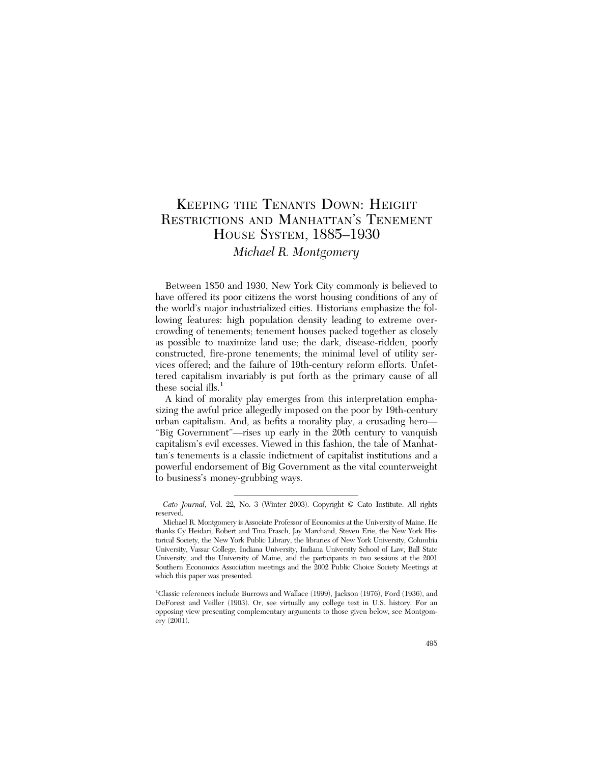# Keeping the Tenants Down: Height Restrictions and Manhattan's Tenement House System, 1885–1930

*Michael R. Montgomery*

Between 1850 and 1930, New York City commonly is believed to have offered its poor citizens the worst housing conditions of any of the world's major industrialized cities. Historians emphasize the following features: high population density leading to extreme overcrowding of tenements; tenement houses packed together as closely as possible to maximize land use; the dark, disease-ridden, poorly constructed, fire-prone tenements; the minimal level of utility services offered; and the failure of 19th-century reform efforts. Unfettered capitalism invariably is put forth as the primary cause of all these social ills.[1]

A kind of morality play emerges from this interpretation emphasizing the awful price allegedly imposed on the poor by 19th-century urban capitalism. And, as befits a morality play, a crusading hero—"Big Government"—rises up early in the 20th century to vanquish capitalism's evil excesses. Viewed in this fashion, the tale of Manhattan's tenements is a classic indictment of capitalist institutions and a powerful endorsement of Big Government as the vital counterweight to business's money-grubbing ways.

---

*Cato Journal*, Vol. 22, No. 3 (Winter 2003). Copyright © Cato Institute. All rights reserved.

Michael R. Montgomery is Associate Professor of Economics at the University of Maine. He thanks Cy Heidari, Robert and Tina Prasch, Jay Marchand, Steven Erie, the New York Historical Society, the New York Public Library, the libraries of New York University, Columbia University, Vassar College, Indiana University, Indiana University School of Law, Ball State University, and the University of Maine, and the participants in two sessions at the 2001 Southern Economics Association meetings and the 2002 Public Choice Society Meetings at which this paper was presented.

[1]Classic references include Burrows and Wallace (1999), Jackson (1976), Ford (1936), and DeForest and Veiller (1903). Or, see virtually any college text in U.S. history. For an opposing view presenting complementary arguments to those given below, see Montgomery (2001).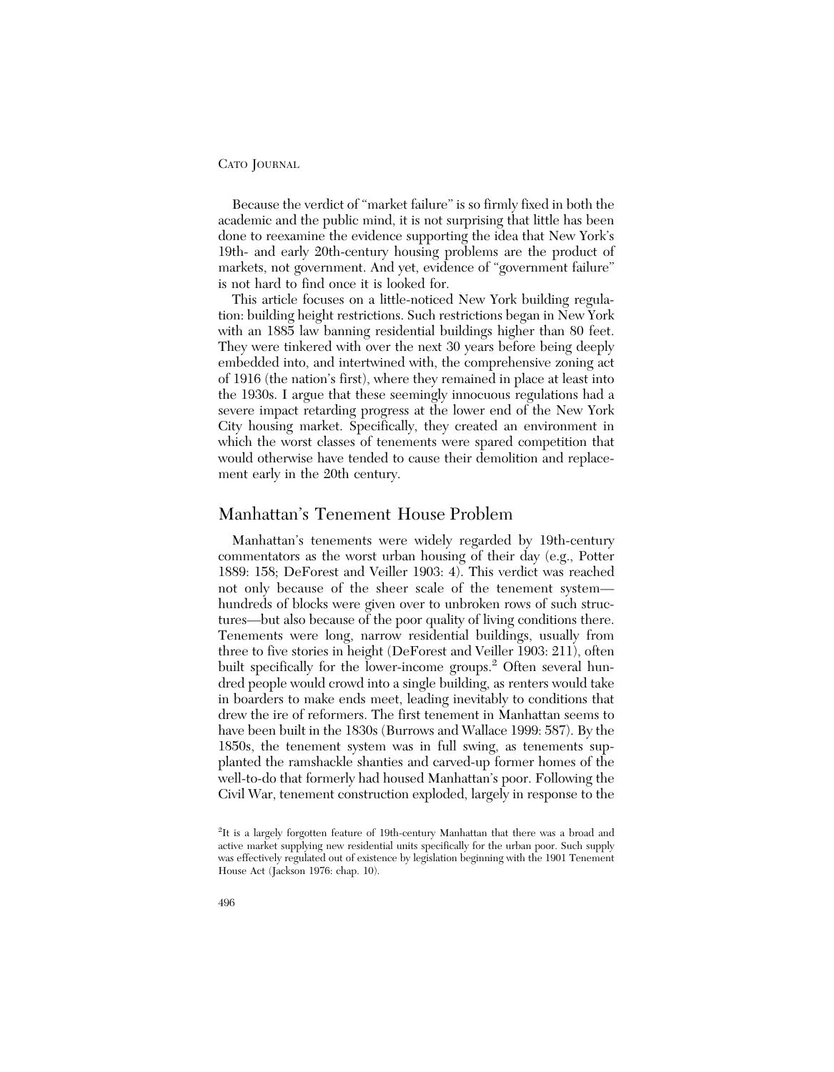Because the verdict of "market failure" is so firmly fixed in both the academic and the public mind, it is not surprising that little has been done to reexamine the evidence supporting the idea that New York's 19th- and early 20th-century housing problems are the product of markets, not government. And yet, evidence of "government failure" is not hard to find once it is looked for.

This article focuses on a little-noticed New York building regulation: building height restrictions. Such restrictions began in New York with an 1885 law banning residential buildings higher than 80 feet. They were tinkered with over the next 30 years before being deeply embedded into, and intertwined with, the comprehensive zoning act of 1916 (the nation's first), where they remained in place at least into the 1930s. I argue that these seemingly innocuous regulations had a severe impact retarding progress at the lower end of the New York City housing market. Specifically, they created an environment in which the worst classes of tenements were spared competition that would otherwise have tended to cause their demolition and replacement early in the 20th century.

## Manhattan's Tenement House Problem

Manhattan's tenements were widely regarded by 19th-century commentators as the worst urban housing of their day (e.g., Potter 1889: 158; DeForest and Veiller 1903: 4). This verdict was reached not only because of the sheer scale of the tenement system—hundreds of blocks were given over to unbroken rows of such structures—but also because of the poor quality of living conditions there. Tenements were long, narrow residential buildings, usually from three to five stories in height (DeForest and Veiller 1903: 211), often built specifically for the lower-income groups.[2] Often several hundred people would crowd into a single building, as renters would take in boarders to make ends meet, leading inevitably to conditions that drew the ire of reformers. The first tenement in Manhattan seems to have been built in the 1830s (Burrows and Wallace 1999: 587). By the 1850s, the tenement system was in full swing, as tenements supplanted the ramshackle shanties and carved-up former homes of the well-to-do that formerly had housed Manhattan's poor. Following the Civil War, tenement construction exploded, largely in response to the

[2] It is a largely forgotten feature of 19th-century Manhattan that there was a broad and active market supplying new residential units specifically for the urban poor. Such supply was effectively regulated out of existence by legislation beginning with the 1901 Tenement House Act (Jackson 1976: chap. 10).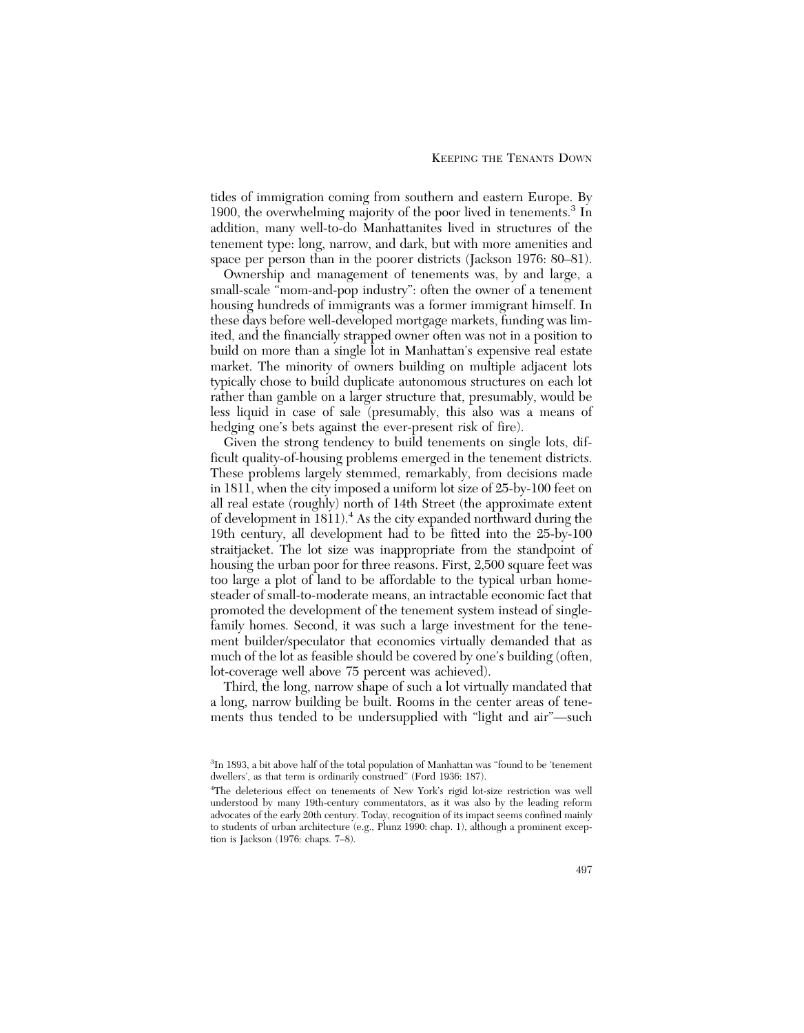tides of immigration coming from southern and eastern Europe. By 1900, the overwhelming majority of the poor lived in tenements.[3] In addition, many well-to-do Manhattanites lived in structures of the tenement type: long, narrow, and dark, but with more amenities and space per person than in the poorer districts (Jackson 1976: 80–81).

Ownership and management of tenements was, by and large, a small-scale "mom-and-pop industry": often the owner of a tenement housing hundreds of immigrants was a former immigrant himself. In these days before well-developed mortgage markets, funding was limited, and the financially strapped owner often was not in a position to build on more than a single lot in Manhattan's expensive real estate market. The minority of owners building on multiple adjacent lots typically chose to build duplicate autonomous structures on each lot rather than gamble on a larger structure that, presumably, would be less liquid in case of sale (presumably, this also was a means of hedging one's bets against the ever-present risk of fire).

Given the strong tendency to build tenements on single lots, difficult quality-of-housing problems emerged in the tenement districts. These problems largely stemmed, remarkably, from decisions made in 1811, when the city imposed a uniform lot size of 25-by-100 feet on all real estate (roughly) north of 14th Street (the approximate extent of development in 1811).[4] As the city expanded northward during the 19th century, all development had to be fitted into the 25-by-100 straitjacket. The lot size was inappropriate from the standpoint of housing the urban poor for three reasons. First, 2,500 square feet was too large a plot of land to be affordable to the typical urban homesteader of small-to-moderate means, an intractable economic fact that promoted the development of the tenement system instead of single-family homes. Second, it was such a large investment for the tenement builder/speculator that economics virtually demanded that as much of the lot as feasible should be covered by one's building (often, lot-coverage well above 75 percent was achieved).

Third, the long, narrow shape of such a lot virtually mandated that a long, narrow building be built. Rooms in the center areas of tenements thus tended to be undersupplied with "light and air"—such

---

[3]In 1893, a bit above half of the total population of Manhattan was "found to be 'tenement dwellers', as that term is ordinarily construed" (Ford 1936: 187).

[4]The deleterious effect on tenements of New York's rigid lot-size restriction was well understood by many 19th-century commentators, as it was also by the leading reform advocates of the early 20th century. Today, recognition of its impact seems confined mainly to students of urban architecture (e.g., Plunz 1990: chap. 1), although a prominent exception is Jackson (1976: chaps. 7–8).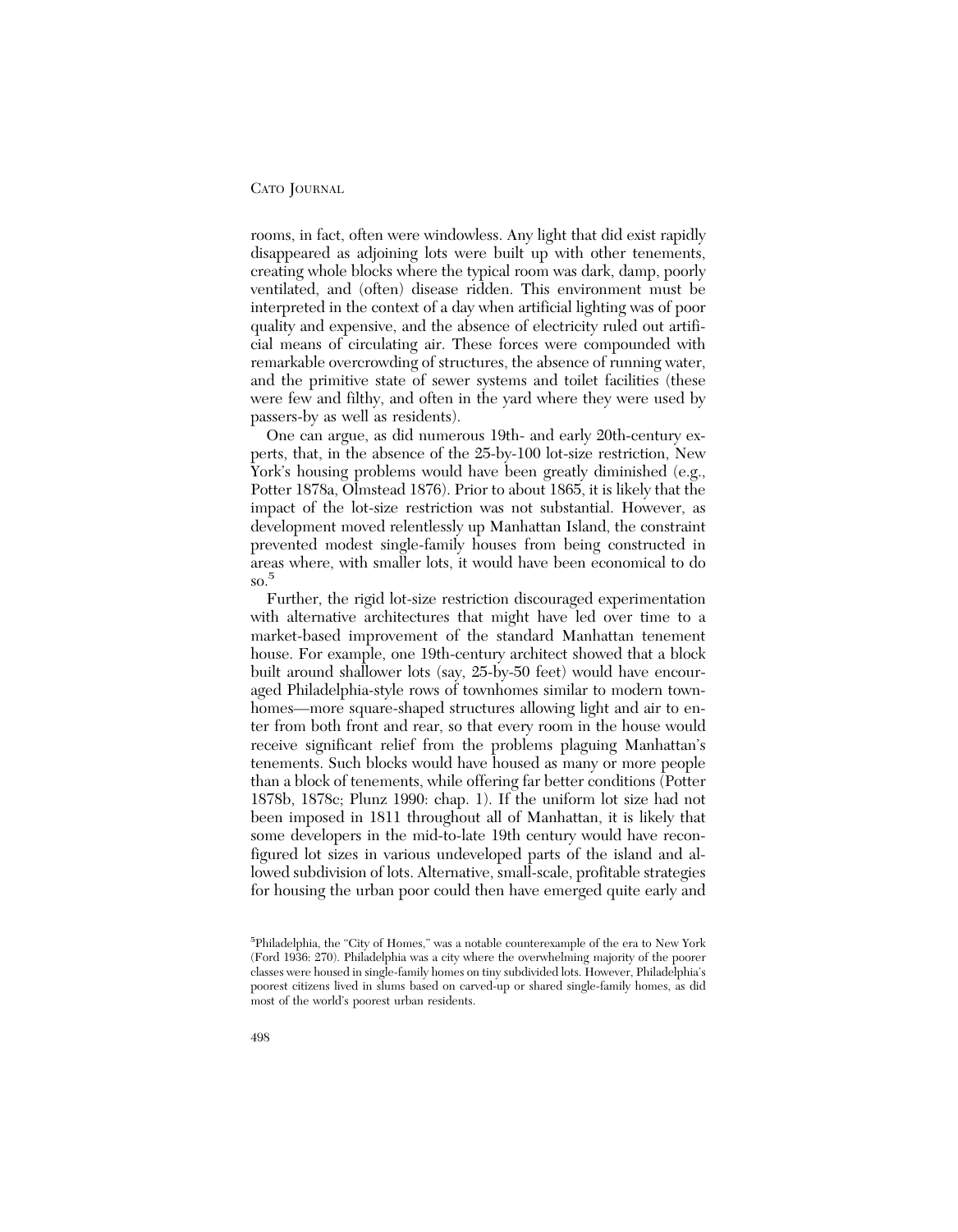rooms, in fact, often were windowless. Any light that did exist rapidly disappeared as adjoining lots were built up with other tenements, creating whole blocks where the typical room was dark, damp, poorly ventilated, and (often) disease ridden. This environment must be interpreted in the context of a day when artificial lighting was of poor quality and expensive, and the absence of electricity ruled out artificial means of circulating air. These forces were compounded with remarkable overcrowding of structures, the absence of running water, and the primitive state of sewer systems and toilet facilities (these were few and filthy, and often in the yard where they were used by passers-by as well as residents).

One can argue, as did numerous 19th- and early 20th-century experts, that, in the absence of the 25-by-100 lot-size restriction, New York's housing problems would have been greatly diminished (e.g., Potter 1878a, Olmstead 1876). Prior to about 1865, it is likely that the impact of the lot-size restriction was not substantial. However, as development moved relentlessly up Manhattan Island, the constraint prevented modest single-family houses from being constructed in areas where, with smaller lots, it would have been economical to do so.[5]

Further, the rigid lot-size restriction discouraged experimentation with alternative architectures that might have led over time to a market-based improvement of the standard Manhattan tenement house. For example, one 19th-century architect showed that a block built around shallower lots (say, 25-by-50 feet) would have encouraged Philadelphia-style rows of townhomes similar to modern townhomes—more square-shaped structures allowing light and air to enter from both front and rear, so that every room in the house would receive significant relief from the problems plaguing Manhattan's tenements. Such blocks would have housed as many or more people than a block of tenements, while offering far better conditions (Potter 1878b, 1878c; Plunz 1990: chap. 1). If the uniform lot size had not been imposed in 1811 throughout all of Manhattan, it is likely that some developers in the mid-to-late 19th century would have reconfigured lot sizes in various undeveloped parts of the island and allowed subdivision of lots. Alternative, small-scale, profitable strategies for housing the urban poor could then have emerged quite early and

[5] Philadelphia, the "City of Homes," was a notable counterexample of the era to New York (Ford 1936: 270). Philadelphia was a city where the overwhelming majority of the poorer classes were housed in single-family homes on tiny subdivided lots. However, Philadelphia's poorest citizens lived in slums based on carved-up or shared single-family homes, as did most of the world's poorest urban residents.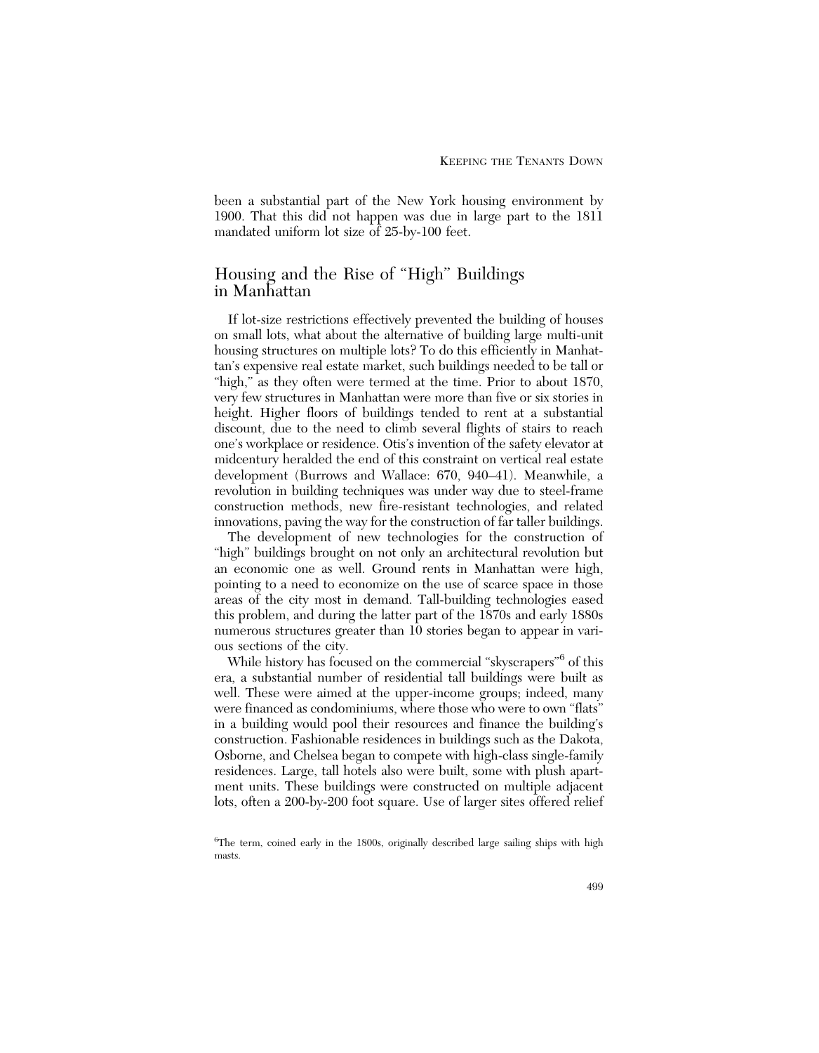been a substantial part of the New York housing environment by 1900. That this did not happen was due in large part to the 1811 mandated uniform lot size of 25-by-100 feet.

## Housing and the Rise of "High" Buildings in Manhattan

If lot-size restrictions effectively prevented the building of houses on small lots, what about the alternative of building large multi-unit housing structures on multiple lots? To do this efficiently in Manhattan's expensive real estate market, such buildings needed to be tall or "high," as they often were termed at the time. Prior to about 1870, very few structures in Manhattan were more than five or six stories in height. Higher floors of buildings tended to rent at a substantial discount, due to the need to climb several flights of stairs to reach one's workplace or residence. Otis's invention of the safety elevator at midcentury heralded the end of this constraint on vertical real estate development (Burrows and Wallace: 670, 940–41). Meanwhile, a revolution in building techniques was under way due to steel-frame construction methods, new fire-resistant technologies, and related innovations, paving the way for the construction of far taller buildings.

The development of new technologies for the construction of "high" buildings brought on not only an architectural revolution but an economic one as well. Ground rents in Manhattan were high, pointing to a need to economize on the use of scarce space in those areas of the city most in demand. Tall-building technologies eased this problem, and during the latter part of the 1870s and early 1880s numerous structures greater than 10 stories began to appear in various sections of the city.

While history has focused on the commercial "skyscrapers"[6] of this era, a substantial number of residential tall buildings were built as well. These were aimed at the upper-income groups; indeed, many were financed as condominiums, where those who were to own "flats" in a building would pool their resources and finance the building's construction. Fashionable residences in buildings such as the Dakota, Osborne, and Chelsea began to compete with high-class single-family residences. Large, tall hotels also were built, some with plush apartment units. These buildings were constructed on multiple adjacent lots, often a 200-by-200 foot square. Use of larger sites offered relief

[6]The term, coined early in the 1800s, originally described large sailing ships with high masts.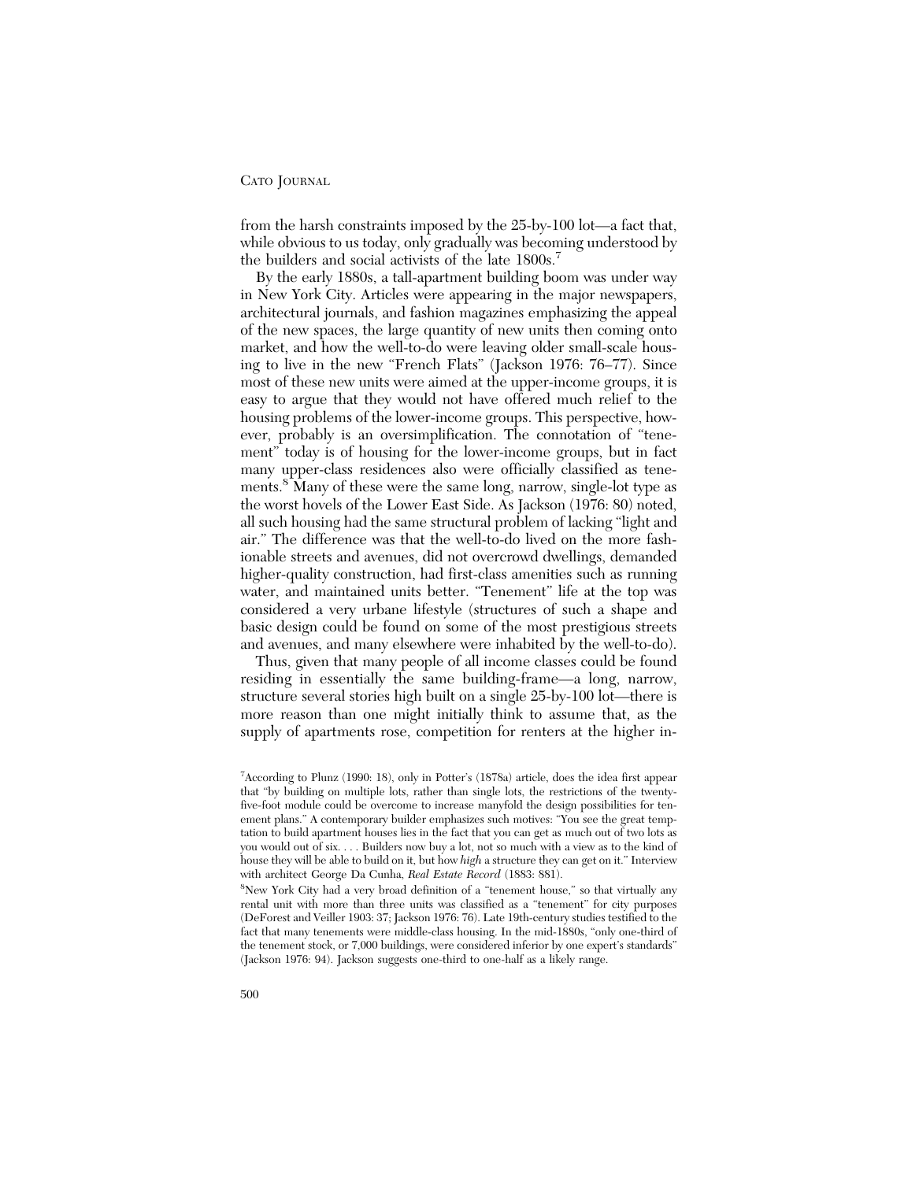from the harsh constraints imposed by the 25-by-100 lot—a fact that, while obvious to us today, only gradually was becoming understood by the builders and social activists of the late 1800s.[7]

By the early 1880s, a tall-apartment building boom was under way in New York City. Articles were appearing in the major newspapers, architectural journals, and fashion magazines emphasizing the appeal of the new spaces, the large quantity of new units then coming onto market, and how the well-to-do were leaving older small-scale housing to live in the new "French Flats" (Jackson 1976: 76–77). Since most of these new units were aimed at the upper-income groups, it is easy to argue that they would not have offered much relief to the housing problems of the lower-income groups. This perspective, however, probably is an oversimplification. The connotation of "tenement" today is of housing for the lower-income groups, but in fact many upper-class residences also were officially classified as tenements.[8] Many of these were the same long, narrow, single-lot type as the worst hovels of the Lower East Side. As Jackson (1976: 80) noted, all such housing had the same structural problem of lacking "light and air." The difference was that the well-to-do lived on the more fashionable streets and avenues, did not overcrowd dwellings, demanded higher-quality construction, had first-class amenities such as running water, and maintained units better. "Tenement" life at the top was considered a very urbane lifestyle (structures of such a shape and basic design could be found on some of the most prestigious streets and avenues, and many elsewhere were inhabited by the well-to-do).

Thus, given that many people of all income classes could be found residing in essentially the same building-frame—a long, narrow, structure several stories high built on a single 25-by-100 lot—there is more reason than one might initially think to assume that, as the supply of apartments rose, competition for renters at the higher in-

[7]According to Plunz (1990: 18), only in Potter's (1878a) article, does the idea first appear that "by building on multiple lots, rather than single lots, the restrictions of the twenty-five-foot module could be overcome to increase manyfold the design possibilities for tenement plans." A contemporary builder emphasizes such motives: "You see the great temptation to build apartment houses lies in the fact that you can get as much out of two lots as you would out of six. . . . Builders now buy a lot, not so much with a view as to the kind of house they will be able to build on it, but how *high* a structure they can get on it." Interview with architect George Da Cunha, *Real Estate Record* (1883: 881).

[8]New York City had a very broad definition of a "tenement house," so that virtually any rental unit with more than three units was classified as a "tenement" for city purposes (DeForest and Veiller 1903: 37; Jackson 1976: 76). Late 19th-century studies testified to the fact that many tenements were middle-class housing. In the mid-1880s, "only one-third of the tenement stock, or 7,000 buildings, were considered inferior by one expert's standards" (Jackson 1976: 94). Jackson suggests one-third to one-half as a likely range.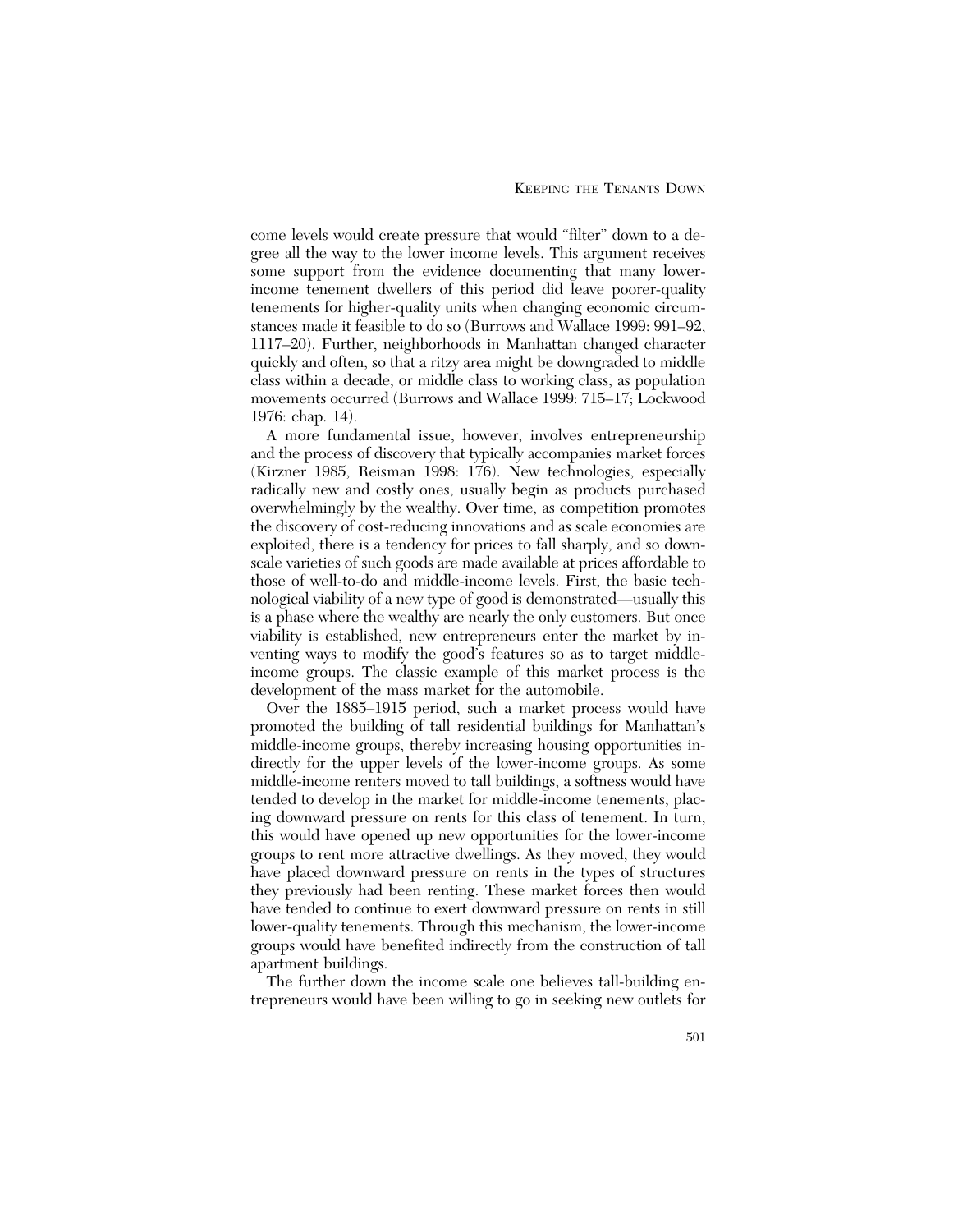come levels would create pressure that would “filter” down to a degree all the way to the lower income levels. This argument receives some support from the evidence documenting that many lower-income tenement dwellers of this period did leave poorer-quality tenements for higher-quality units when changing economic circumstances made it feasible to do so (Burrows and Wallace 1999: 991–92, 1117–20). Further, neighborhoods in Manhattan changed character quickly and often, so that a ritzy area might be downgraded to middle class within a decade, or middle class to working class, as population movements occurred (Burrows and Wallace 1999: 715–17; Lockwood 1976: chap. 14).

A more fundamental issue, however, involves entrepreneurship and the process of discovery that typically accompanies market forces (Kirzner 1985, Reisman 1998: 176). New technologies, especially radically new and costly ones, usually begin as products purchased overwhelmingly by the wealthy. Over time, as competition promotes the discovery of cost-reducing innovations and as scale economies are exploited, there is a tendency for prices to fall sharply, and so downscale varieties of such goods are made available at prices affordable to those of well-to-do and middle-income levels. First, the basic technological viability of a new type of good is demonstrated—usually this is a phase where the wealthy are nearly the only customers. But once viability is established, new entrepreneurs enter the market by inventing ways to modify the good’s features so as to target middle-income groups. The classic example of this market process is the development of the mass market for the automobile.

Over the 1885–1915 period, such a market process would have promoted the building of tall residential buildings for Manhattan’s middle-income groups, thereby increasing housing opportunities indirectly for the upper levels of the lower-income groups. As some middle-income renters moved to tall buildings, a softness would have tended to develop in the market for middle-income tenements, placing downward pressure on rents for this class of tenement. In turn, this would have opened up new opportunities for the lower-income groups to rent more attractive dwellings. As they moved, they would have placed downward pressure on rents in the types of structures they previously had been renting. These market forces then would have tended to continue to exert downward pressure on rents in still lower-quality tenements. Through this mechanism, the lower-income groups would have benefited indirectly from the construction of tall apartment buildings.

The further down the income scale one believes tall-building entrepreneurs would have been willing to go in seeking new outlets for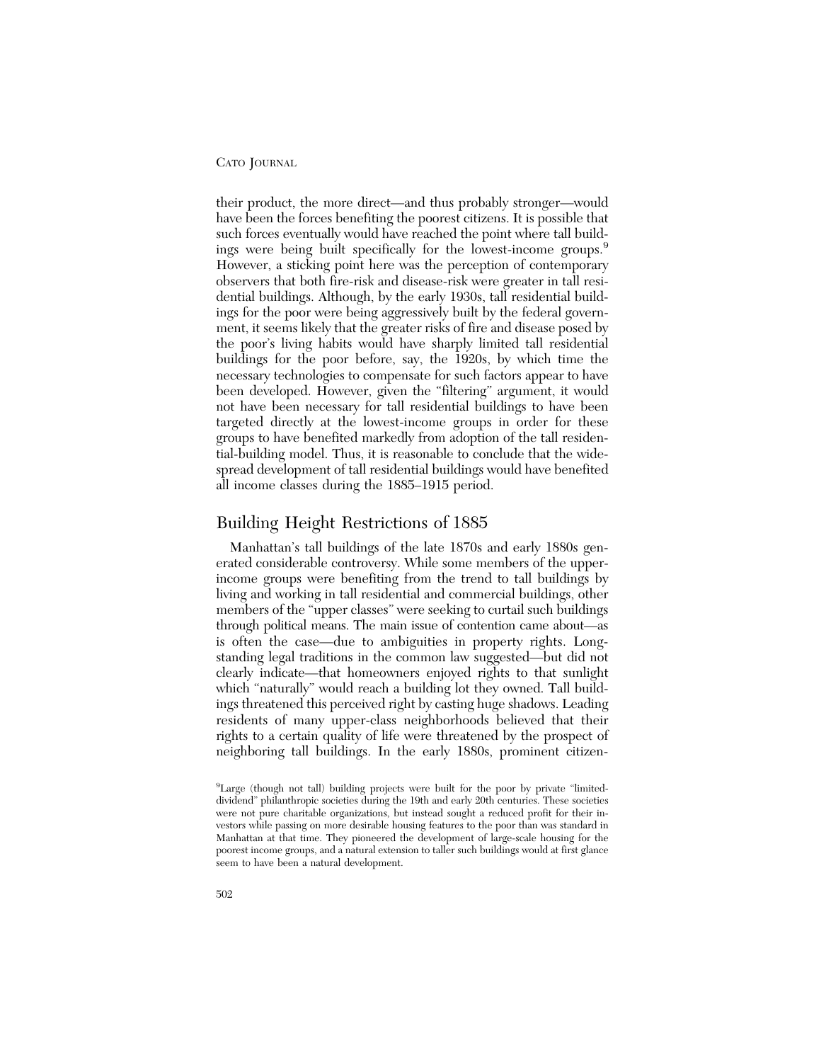their product, the more direct—and thus probably stronger—would have been the forces benefiting the poorest citizens. It is possible that such forces eventually would have reached the point where tall buildings were being built specifically for the lowest-income groups.[9] However, a sticking point here was the perception of contemporary observers that both fire-risk and disease-risk were greater in tall residential buildings. Although, by the early 1930s, tall residential buildings for the poor were being aggressively built by the federal government, it seems likely that the greater risks of fire and disease posed by the poor's living habits would have sharply limited tall residential buildings for the poor before, say, the 1920s, by which time the necessary technologies to compensate for such factors appear to have been developed. However, given the "filtering" argument, it would not have been necessary for tall residential buildings to have been targeted directly at the lowest-income groups in order for these groups to have benefited markedly from adoption of the tall residential-building model. Thus, it is reasonable to conclude that the widespread development of tall residential buildings would have benefited all income classes during the 1885–1915 period.

## Building Height Restrictions of 1885

Manhattan's tall buildings of the late 1870s and early 1880s generated considerable controversy. While some members of the upper-income groups were benefiting from the trend to tall buildings by living and working in tall residential and commercial buildings, other members of the "upper classes" were seeking to curtail such buildings through political means. The main issue of contention came about—as is often the case—due to ambiguities in property rights. Longstanding legal traditions in the common law suggested—but did not clearly indicate—that homeowners enjoyed rights to that sunlight which "naturally" would reach a building lot they owned. Tall buildings threatened this perceived right by casting huge shadows. Leading residents of many upper-class neighborhoods believed that their rights to a certain quality of life were threatened by the prospect of neighboring tall buildings. In the early 1880s, prominent citizen-

[9]Large (though not tall) building projects were built for the poor by private "limited-dividend" philanthropic societies during the 19th and early 20th centuries. These societies were not pure charitable organizations, but instead sought a reduced profit for their investors while passing on more desirable housing features to the poor than was standard in Manhattan at that time. They pioneered the development of large-scale housing for the poorest income groups, and a natural extension to taller such buildings would at first glance seem to have been a natural development.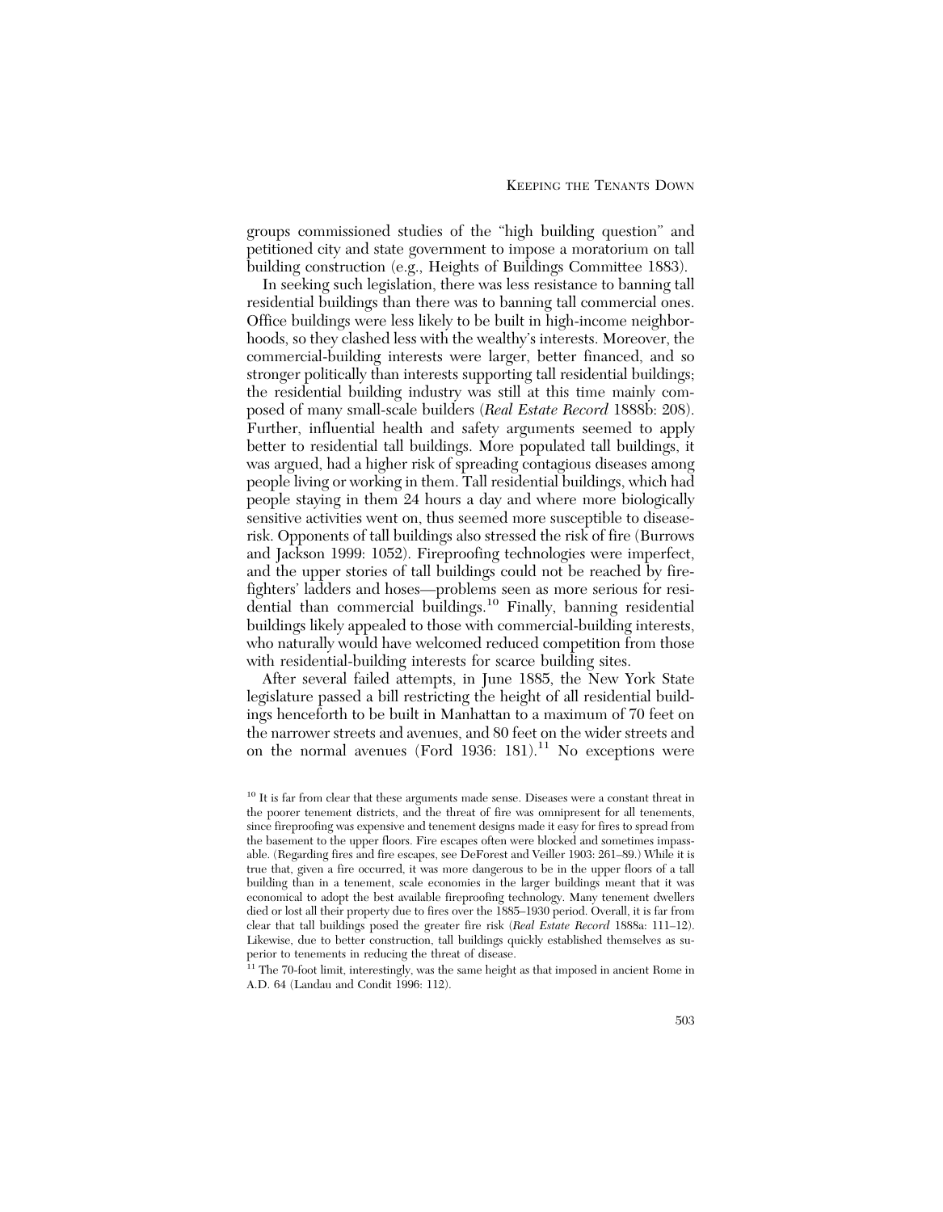groups commissioned studies of the "high building question" and petitioned city and state government to impose a moratorium on tall building construction (e.g., Heights of Buildings Committee 1883).

In seeking such legislation, there was less resistance to banning tall residential buildings than there was to banning tall commercial ones. Office buildings were less likely to be built in high-income neighborhoods, so they clashed less with the wealthy's interests. Moreover, the commercial-building interests were larger, better financed, and so stronger politically than interests supporting tall residential buildings; the residential building industry was still at this time mainly composed of many small-scale builders (*Real Estate Record* 1888b: 208). Further, influential health and safety arguments seemed to apply better to residential tall buildings. More populated tall buildings, it was argued, had a higher risk of spreading contagious diseases among people living or working in them. Tall residential buildings, which had people staying in them 24 hours a day and where more biologically sensitive activities went on, thus seemed more susceptible to disease-risk. Opponents of tall buildings also stressed the risk of fire (Burrows and Jackson 1999: 1052). Fireproofing technologies were imperfect, and the upper stories of tall buildings could not be reached by firefighters' ladders and hoses—problems seen as more serious for residential than commercial buildings.[10] Finally, banning residential buildings likely appealed to those with commercial-building interests, who naturally would have welcomed reduced competition from those with residential-building interests for scarce building sites.

After several failed attempts, in June 1885, the New York State legislature passed a bill restricting the height of all residential buildings henceforth to be built in Manhattan to a maximum of 70 feet on the narrower streets and avenues, and 80 feet on the wider streets and on the normal avenues (Ford 1936: 181).[11] No exceptions were

[10] It is far from clear that these arguments made sense. Diseases were a constant threat in the poorer tenement districts, and the threat of fire was omnipresent for all tenements, since fireproofing was expensive and tenement designs made it easy for fires to spread from the basement to the upper floors. Fire escapes often were blocked and sometimes impassable. (Regarding fires and fire escapes, see DeForest and Veiller 1903: 261–89.) While it is true that, given a fire occurred, it was more dangerous to be in the upper floors of a tall building than in a tenement, scale economies in the larger buildings meant that it was economical to adopt the best available fireproofing technology. Many tenement dwellers died or lost all their property due to fires over the 1885–1930 period. Overall, it is far from clear that tall buildings posed the greater fire risk (*Real Estate Record* 1888a: 111–12). Likewise, due to better construction, tall buildings quickly established themselves as superior to tenements in reducing the threat of disease.

[11] The 70-foot limit, interestingly, was the same height as that imposed in ancient Rome in A.D. 64 (Landau and Condit 1996: 112).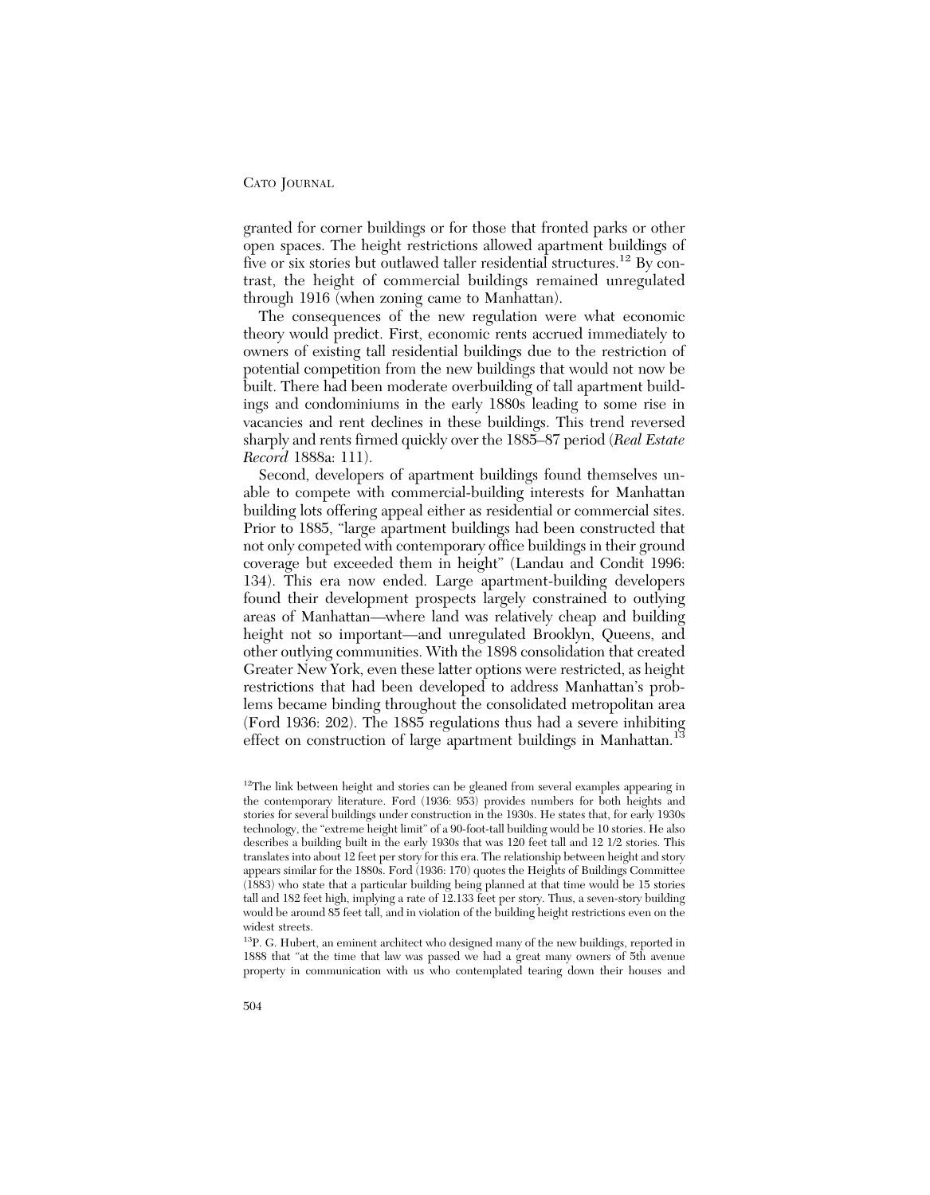granted for corner buildings or for those that fronted parks or other open spaces. The height restrictions allowed apartment buildings of five or six stories but outlawed taller residential structures.[12] By contrast, the height of commercial buildings remained unregulated through 1916 (when zoning came to Manhattan).

The consequences of the new regulation were what economic theory would predict. First, economic rents accrued immediately to owners of existing tall residential buildings due to the restriction of potential competition from the new buildings that would not now be built. There had been moderate overbuilding of tall apartment buildings and condominiums in the early 1880s leading to some rise in vacancies and rent declines in these buildings. This trend reversed sharply and rents firmed quickly over the 1885–87 period (*Real Estate Record* 1888a: 111).

Second, developers of apartment buildings found themselves unable to compete with commercial-building interests for Manhattan building lots offering appeal either as residential or commercial sites. Prior to 1885, "large apartment buildings had been constructed that not only competed with contemporary office buildings in their ground coverage but exceeded them in height" (Landau and Condit 1996: 134). This era now ended. Large apartment-building developers found their development prospects largely constrained to outlying areas of Manhattan—where land was relatively cheap and building height not so important—and unregulated Brooklyn, Queens, and other outlying communities. With the 1898 consolidation that created Greater New York, even these latter options were restricted, as height restrictions that had been developed to address Manhattan's problems became binding throughout the consolidated metropolitan area (Ford 1936: 202). The 1885 regulations thus had a severe inhibiting effect on construction of large apartment buildings in Manhattan.[13]

[12]The link between height and stories can be gleaned from several examples appearing in the contemporary literature. Ford (1936: 953) provides numbers for both heights and stories for several buildings under construction in the 1930s. He states that, for early 1930s technology, the "extreme height limit" of a 90-foot-tall building would be 10 stories. He also describes a building built in the early 1930s that was 120 feet tall and 12 1/2 stories. This translates into about 12 feet per story for this era. The relationship between height and story appears similar for the 1880s. Ford (1936: 170) quotes the Heights of Buildings Committee (1883) who state that a particular building being planned at that time would be 15 stories tall and 182 feet high, implying a rate of 12.133 feet per story. Thus, a seven-story building would be around 85 feet tall, and in violation of the building height restrictions even on the widest streets.

[13]P. G. Hubert, an eminent architect who designed many of the new buildings, reported in 1888 that "at the time that law was passed we had a great many owners of 5th avenue property in communication with us who contemplated tearing down their houses and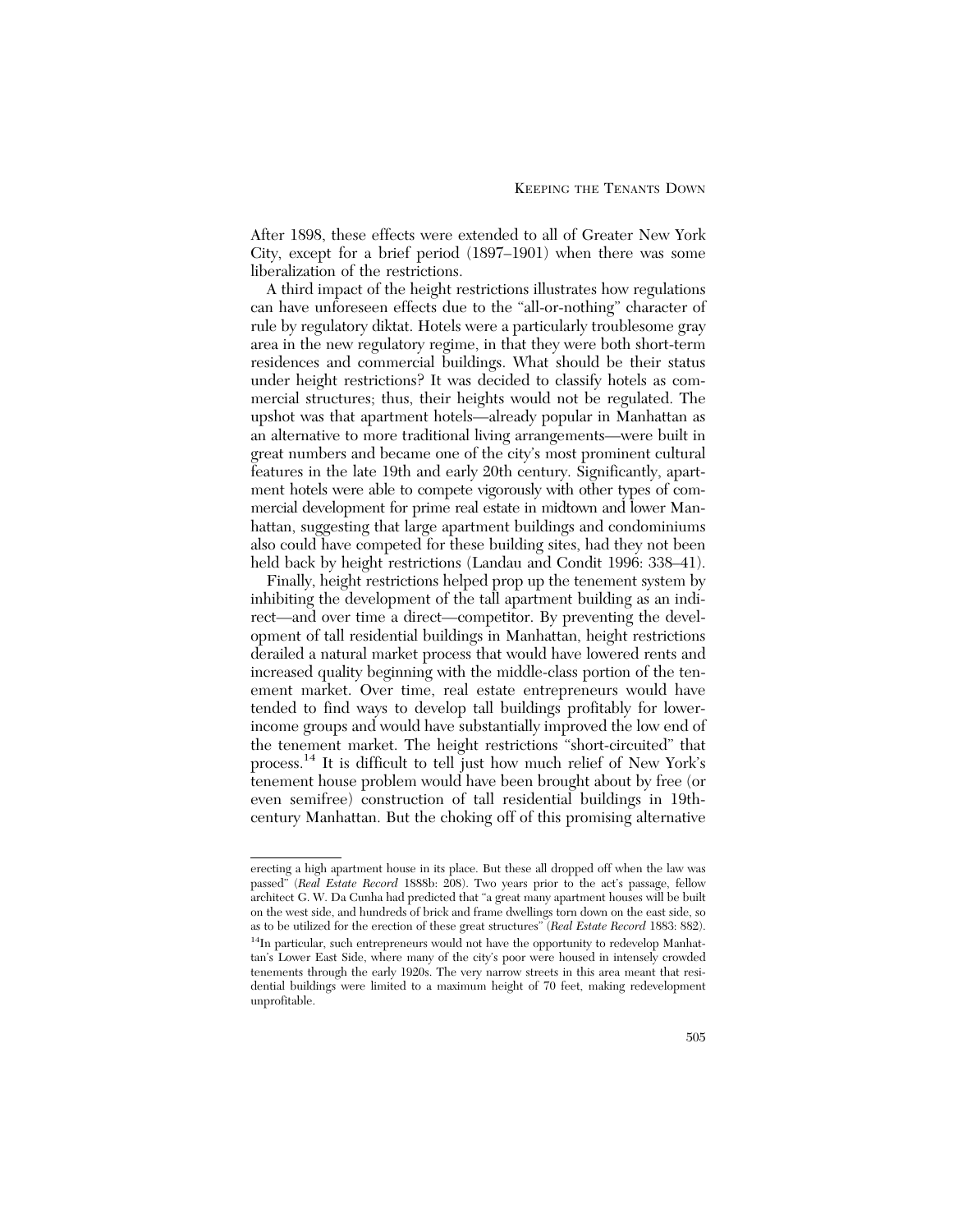After 1898, these effects were extended to all of Greater New York City, except for a brief period (1897–1901) when there was some liberalization of the restrictions.

A third impact of the height restrictions illustrates how regulations can have unforeseen effects due to the "all-or-nothing" character of rule by regulatory diktat. Hotels were a particularly troublesome gray area in the new regulatory regime, in that they were both short-term residences and commercial buildings. What should be their status under height restrictions? It was decided to classify hotels as commercial structures; thus, their heights would not be regulated. The upshot was that apartment hotels—already popular in Manhattan as an alternative to more traditional living arrangements—were built in great numbers and became one of the city's most prominent cultural features in the late 19th and early 20th century. Significantly, apartment hotels were able to compete vigorously with other types of commercial development for prime real estate in midtown and lower Manhattan, suggesting that large apartment buildings and condominiums also could have competed for these building sites, had they not been held back by height restrictions (Landau and Condit 1996: 338–41).

Finally, height restrictions helped prop up the tenement system by inhibiting the development of the tall apartment building as an indirect—and over time a direct—competitor. By preventing the development of tall residential buildings in Manhattan, height restrictions derailed a natural market process that would have lowered rents and increased quality beginning with the middle-class portion of the tenement market. Over time, real estate entrepreneurs would have tended to find ways to develop tall buildings profitably for lower-income groups and would have substantially improved the low end of the tenement market. The height restrictions "short-circuited" that process.[14] It is difficult to tell just how much relief of New York's tenement house problem would have been brought about by free (or even semifree) construction of tall residential buildings in 19th-century Manhattan. But the choking off of this promising alternative

---

erecting a high apartment house in its place. But these all dropped off when the law was passed" (*Real Estate Record* 1888b: 208). Two years prior to the act's passage, fellow architect G. W. Da Cunha had predicted that "a great many apartment houses will be built on the west side, and hundreds of brick and frame dwellings torn down on the east side, so as to be utilized for the erection of these great structures" (*Real Estate Record* 1883: 882).

[14]In particular, such entrepreneurs would not have the opportunity to redevelop Manhattan's Lower East Side, where many of the city's poor were housed in intensely crowded tenements through the early 1920s. The very narrow streets in this area meant that residential buildings were limited to a maximum height of 70 feet, making redevelopment unprofitable.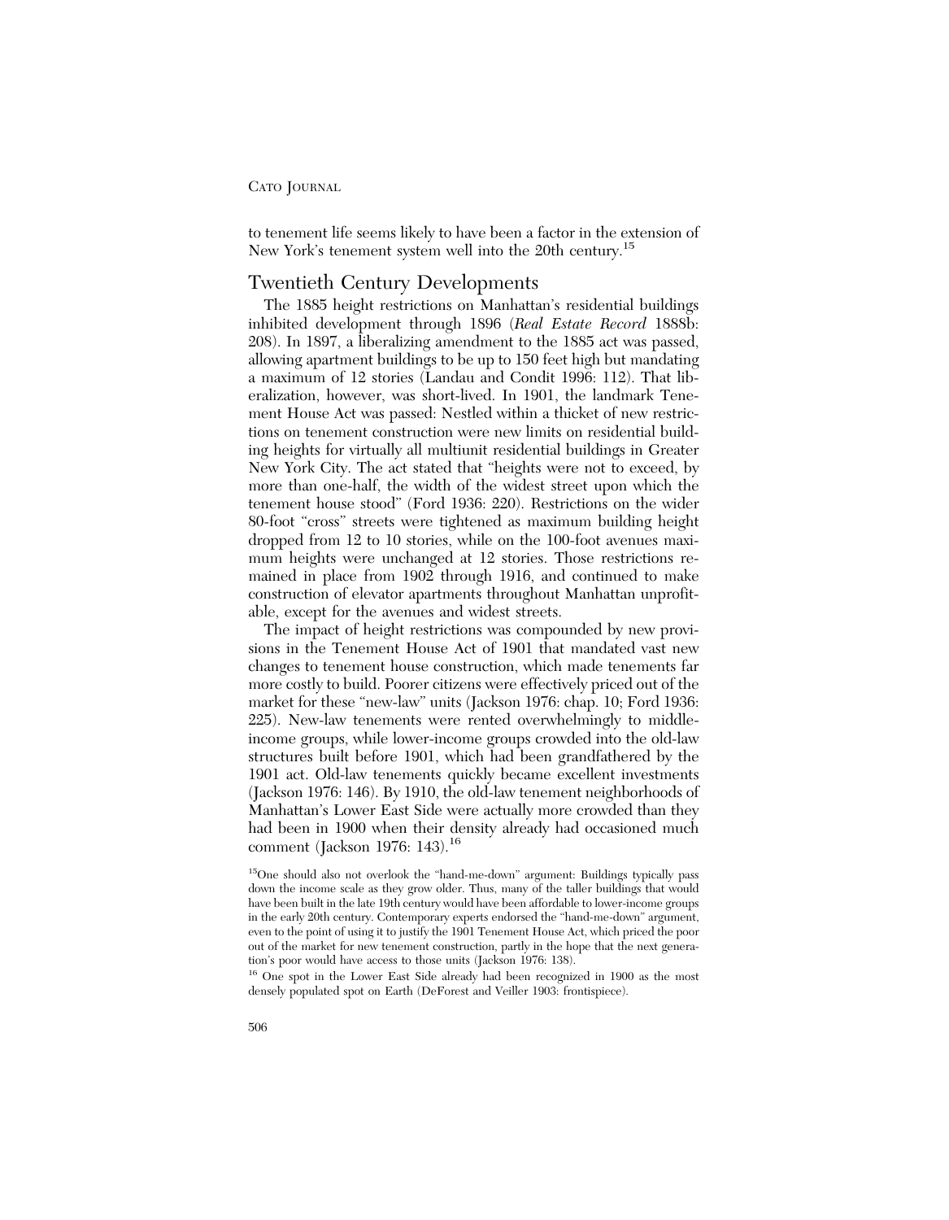to tenement life seems likely to have been a factor in the extension of New York's tenement system well into the 20th century.[15]

## Twentieth Century Developments

The 1885 height restrictions on Manhattan's residential buildings inhibited development through 1896 (*Real Estate Record* 1888b: 208). In 1897, a liberalizing amendment to the 1885 act was passed, allowing apartment buildings to be up to 150 feet high but mandating a maximum of 12 stories (Landau and Condit 1996: 112). That liberalization, however, was short-lived. In 1901, the landmark Tenement House Act was passed: Nestled within a thicket of new restrictions on tenement construction were new limits on residential building heights for virtually all multiunit residential buildings in Greater New York City. The act stated that "heights were not to exceed, by more than one-half, the width of the widest street upon which the tenement house stood" (Ford 1936: 220). Restrictions on the wider 80-foot "cross" streets were tightened as maximum building height dropped from 12 to 10 stories, while on the 100-foot avenues maximum heights were unchanged at 12 stories. Those restrictions remained in place from 1902 through 1916, and continued to make construction of elevator apartments throughout Manhattan unprofitable, except for the avenues and widest streets.

The impact of height restrictions was compounded by new provisions in the Tenement House Act of 1901 that mandated vast new changes to tenement house construction, which made tenements far more costly to build. Poorer citizens were effectively priced out of the market for these "new-law" units (Jackson 1976: chap. 10; Ford 1936: 225). New-law tenements were rented overwhelmingly to middle-income groups, while lower-income groups crowded into the old-law structures built before 1901, which had been grandfathered by the 1901 act. Old-law tenements quickly became excellent investments (Jackson 1976: 146). By 1910, the old-law tenement neighborhoods of Manhattan's Lower East Side were actually more crowded than they had been in 1900 when their density already had occasioned much comment (Jackson 1976: 143).[16]

[15] One should also not overlook the "hand-me-down" argument: Buildings typically pass down the income scale as they grow older. Thus, many of the taller buildings that would have been built in the late 19th century would have been affordable to lower-income groups in the early 20th century. Contemporary experts endorsed the "hand-me-down" argument, even to the point of using it to justify the 1901 Tenement House Act, which priced the poor out of the market for new tenement construction, partly in the hope that the next generation's poor would have access to those units (Jackson 1976: 138).

[16] One spot in the Lower East Side already had been recognized in 1900 as the most densely populated spot on Earth (DeForest and Veiller 1903: frontispiece).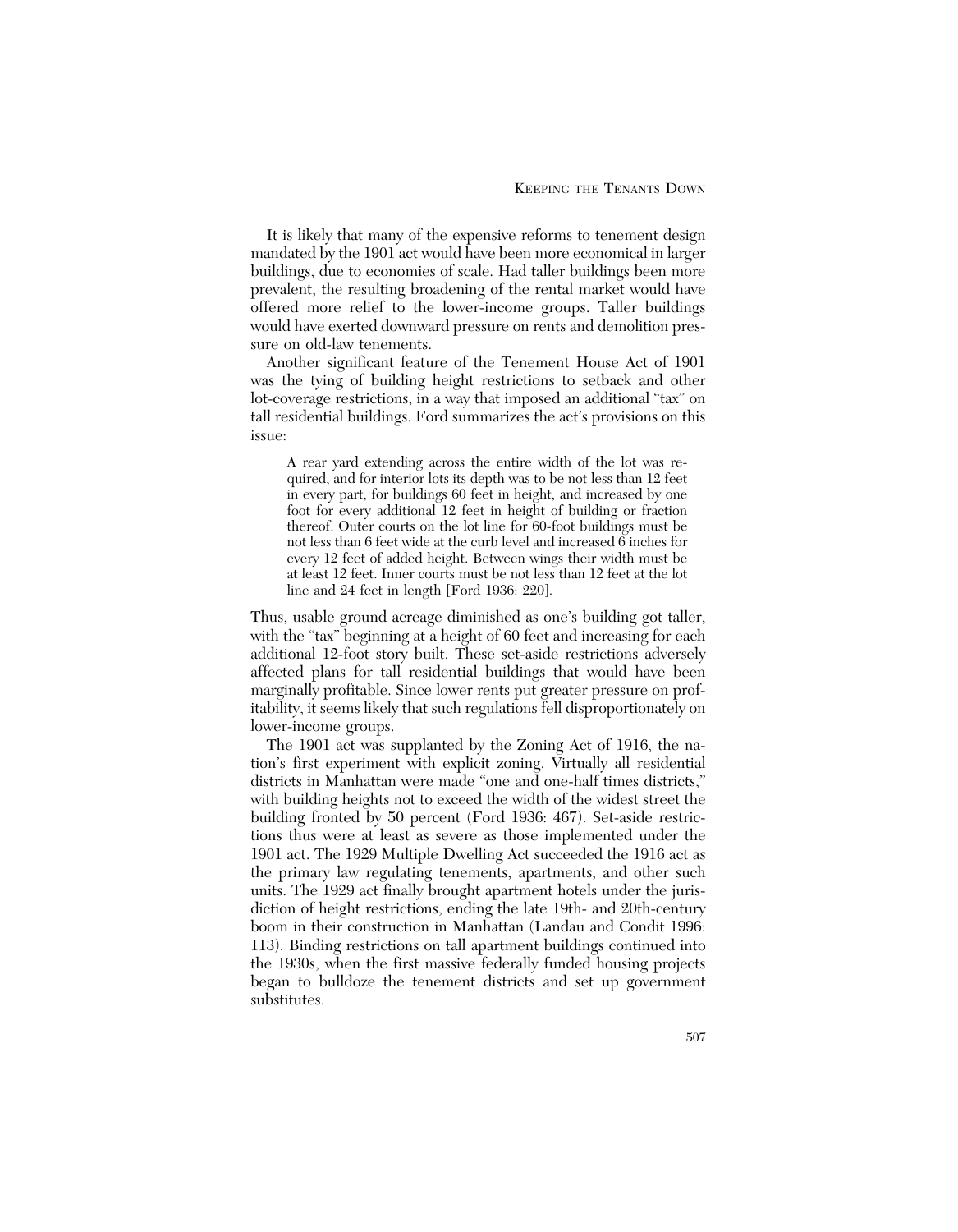It is likely that many of the expensive reforms to tenement design mandated by the 1901 act would have been more economical in larger buildings, due to economies of scale. Had taller buildings been more prevalent, the resulting broadening of the rental market would have offered more relief to the lower-income groups. Taller buildings would have exerted downward pressure on rents and demolition pressure on old-law tenements.

Another significant feature of the Tenement House Act of 1901 was the tying of building height restrictions to setback and other lot-coverage restrictions, in a way that imposed an additional "tax" on tall residential buildings. Ford summarizes the act's provisions on this issue:

> A rear yard extending across the entire width of the lot was required, and for interior lots its depth was to be not less than 12 feet in every part, for buildings 60 feet in height, and increased by one foot for every additional 12 feet in height of building or fraction thereof. Outer courts on the lot line for 60-foot buildings must be not less than 6 feet wide at the curb level and increased 6 inches for every 12 feet of added height. Between wings their width must be at least 12 feet. Inner courts must be not less than 12 feet at the lot line and 24 feet in length [Ford 1936: 220].

Thus, usable ground acreage diminished as one's building got taller, with the "tax" beginning at a height of 60 feet and increasing for each additional 12-foot story built. These set-aside restrictions adversely affected plans for tall residential buildings that would have been marginally profitable. Since lower rents put greater pressure on profitability, it seems likely that such regulations fell disproportionately on lower-income groups.

The 1901 act was supplanted by the Zoning Act of 1916, the nation's first experiment with explicit zoning. Virtually all residential districts in Manhattan were made "one and one-half times districts," with building heights not to exceed the width of the widest street the building fronted by 50 percent (Ford 1936: 467). Set-aside restrictions thus were at least as severe as those implemented under the 1901 act. The 1929 Multiple Dwelling Act succeeded the 1916 act as the primary law regulating tenements, apartments, and other such units. The 1929 act finally brought apartment hotels under the jurisdiction of height restrictions, ending the late 19th- and 20th-century boom in their construction in Manhattan (Landau and Condit 1996: 113). Binding restrictions on tall apartment buildings continued into the 1930s, when the first massive federally funded housing projects began to bulldoze the tenement districts and set up government substitutes.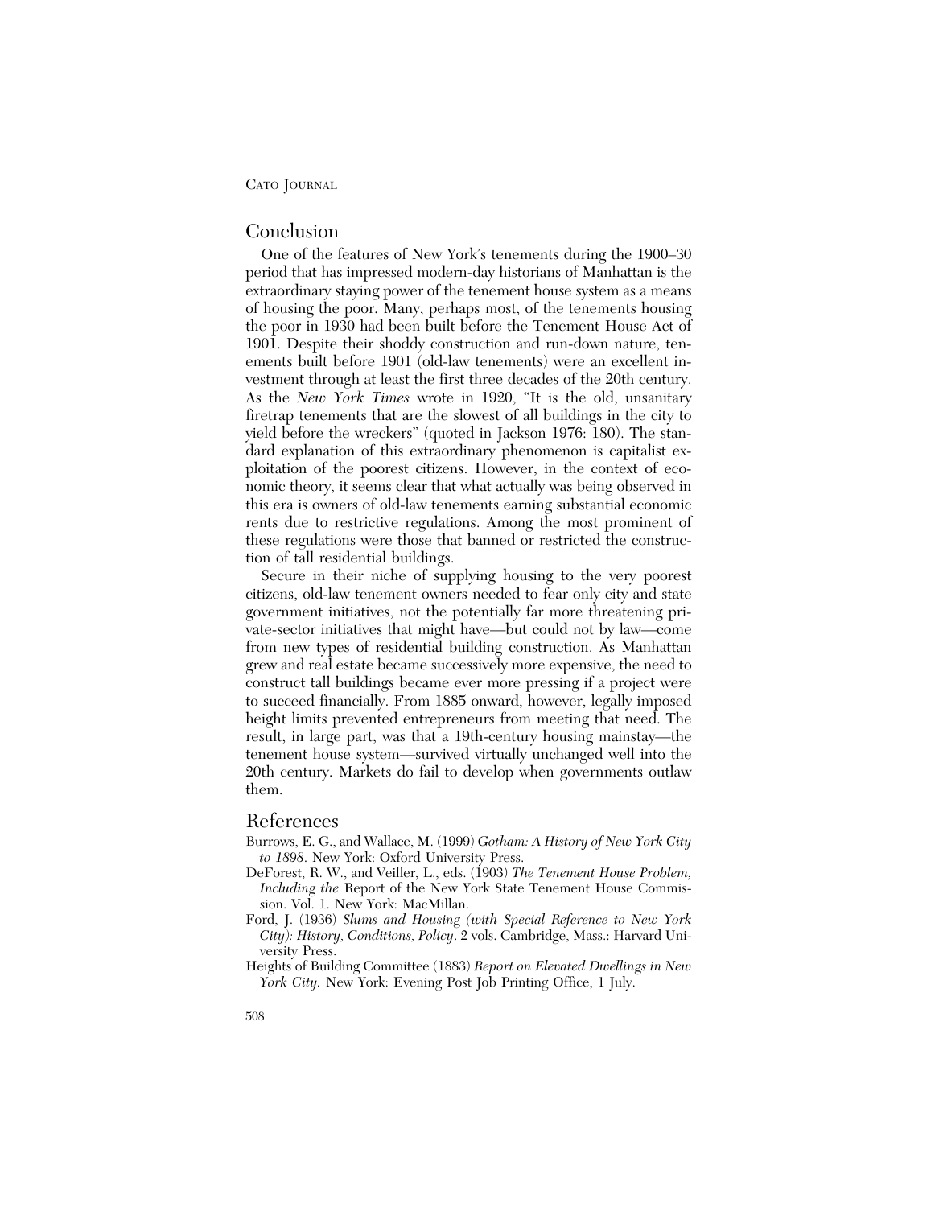## Conclusion

One of the features of New York's tenements during the 1900–30 period that has impressed modern-day historians of Manhattan is the extraordinary staying power of the tenement house system as a means of housing the poor. Many, perhaps most, of the tenements housing the poor in 1930 had been built before the Tenement House Act of 1901. Despite their shoddy construction and run-down nature, tenements built before 1901 (old-law tenements) were an excellent investment through at least the first three decades of the 20th century. As the *New York Times* wrote in 1920, "It is the old, unsanitary firetrap tenements that are the slowest of all buildings in the city to yield before the wreckers" (quoted in Jackson 1976: 180). The standard explanation of this extraordinary phenomenon is capitalist exploitation of the poorest citizens. However, in the context of economic theory, it seems clear that what actually was being observed in this era is owners of old-law tenements earning substantial economic rents due to restrictive regulations. Among the most prominent of these regulations were those that banned or restricted the construction of tall residential buildings.

Secure in their niche of supplying housing to the very poorest citizens, old-law tenement owners needed to fear only city and state government initiatives, not the potentially far more threatening private-sector initiatives that might have—but could not by law—come from new types of residential building construction. As Manhattan grew and real estate became successively more expensive, the need to construct tall buildings became ever more pressing if a project were to succeed financially. From 1885 onward, however, legally imposed height limits prevented entrepreneurs from meeting that need. The result, in large part, was that a 19th-century housing mainstay—the tenement house system—survived virtually unchanged well into the 20th century. Markets do fail to develop when governments outlaw them.

## References

Burrows, E. G., and Wallace, M. (1999) *Gotham: A History of New York City to 1898*. New York: Oxford University Press.

DeForest, R. W., and Veiller, L., eds. (1903) *The Tenement House Problem, Including the* Report of the New York State Tenement House Commission. Vol. 1. New York: MacMillan.

Ford, J. (1936) *Slums and Housing (with Special Reference to New York City): History, Conditions, Policy*. 2 vols. Cambridge, Mass.: Harvard University Press.

Heights of Building Committee (1883) *Report on Elevated Dwellings in New York City.* New York: Evening Post Job Printing Office, 1 July.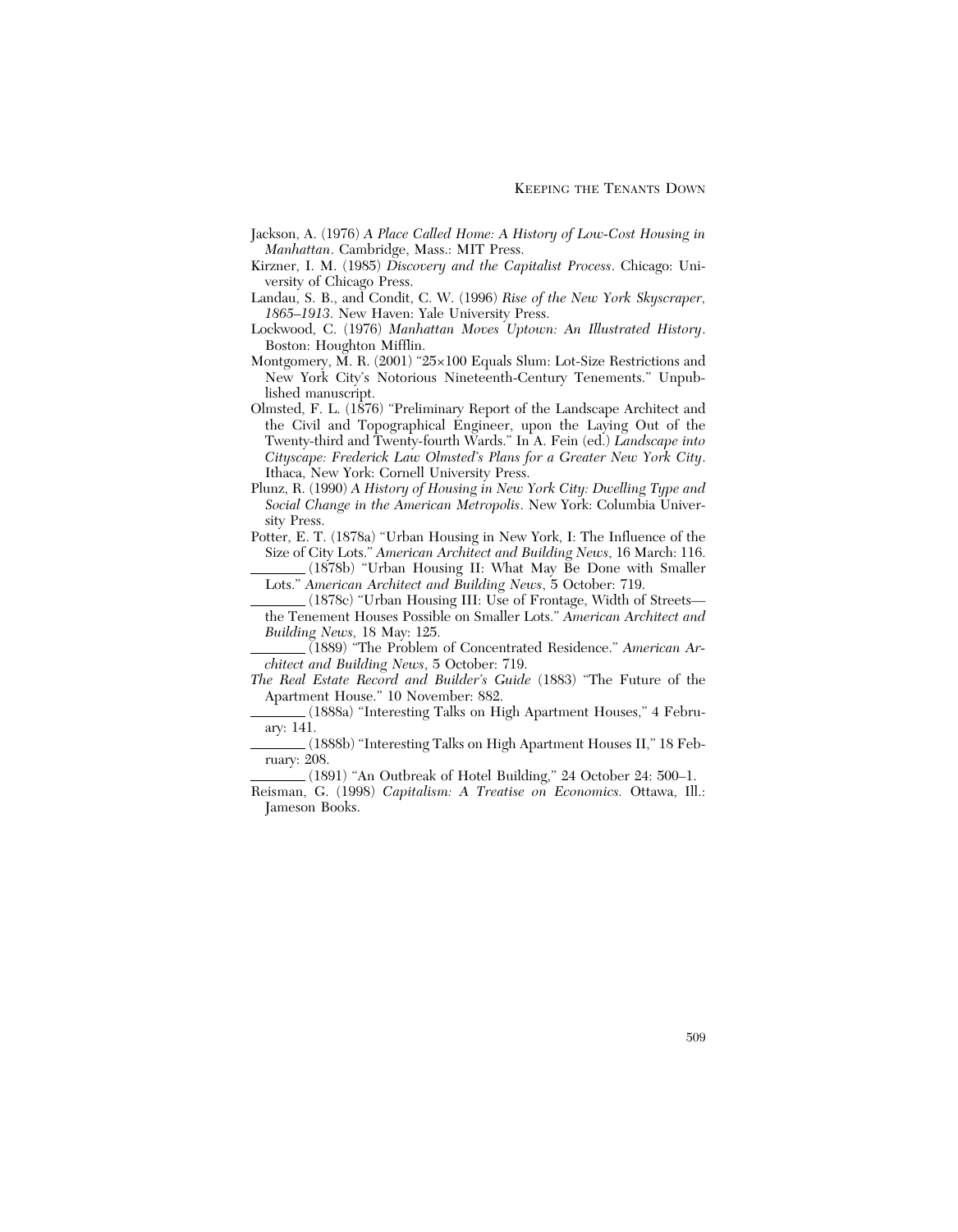Jackson, A. (1976) *A Place Called Home: A History of Low-Cost Housing in Manhattan*. Cambridge, Mass.: MIT Press.

Kirzner, I. M. (1985) *Discovery and the Capitalist Process*. Chicago: University of Chicago Press.

Landau, S. B., and Condit, C. W. (1996) *Rise of the New York Skyscraper, 1865–1913*. New Haven: Yale University Press.

Lockwood, C. (1976) *Manhattan Moves Uptown: An Illustrated History*. Boston: Houghton Mifflin.

Montgomery, M. R. (2001) "25×100 Equals Slum: Lot-Size Restrictions and New York City's Notorious Nineteenth-Century Tenements." Unpublished manuscript.

Olmsted, F. L. (1876) "Preliminary Report of the Landscape Architect and the Civil and Topographical Engineer, upon the Laying Out of the Twenty-third and Twenty-fourth Wards." In A. Fein (ed.) *Landscape into Cityscape: Frederick Law Olmsted's Plans for a Greater New York City*. Ithaca, New York: Cornell University Press.

Plunz, R. (1990) *A History of Housing in New York City: Dwelling Type and Social Change in the American Metropolis*. New York: Columbia University Press.

Potter, E. T. (1878a) "Urban Housing in New York, I: The Influence of the Size of City Lots." *American Architect and Building News*, 16 March: 116.

________ (1878b) "Urban Housing II: What May Be Done with Smaller Lots." *American Architect and Building News*, 5 October: 719.

________ (1878c) "Urban Housing III: Use of Frontage, Width of Streets—the Tenement Houses Possible on Smaller Lots." *American Architect and Building News,* 18 May: 125.

________ (1889) "The Problem of Concentrated Residence." *American Architect and Building News*, 5 October: 719.

*The Real Estate Record and Builder's Guide* (1883) "The Future of the Apartment House." 10 November: 882.

________ (1888a) "Interesting Talks on High Apartment Houses," 4 February: 141.

________ (1888b) "Interesting Talks on High Apartment Houses II," 18 February: 208.

________ (1891) "An Outbreak of Hotel Building," 24 October 24: 500–1.

Reisman, G. (1998) *Capitalism: A Treatise on Economics.* Ottawa, Ill.: Jameson Books.